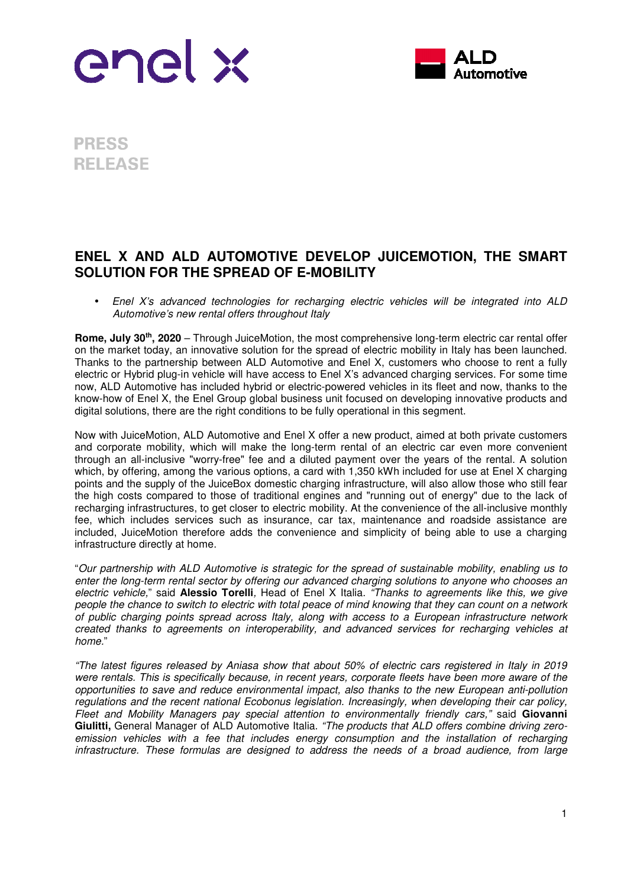enel x

ALD Automotive

**PRESS RELEASE**

## ENEL X AND ALD AUTOMOTIVE DEVELOP JUICEMOTION, THE SMART SOLUTION FOR THE SPREAD OF E-MOBILITY

- *Enel X's advanced technologies for recharging electric vehicles will be integrated into ALD Automotive's new rental offers throughout Italy*

**Rome, July 30th, 2020** – Through JuiceMotion, the most comprehensive long-term electric car rental offer on the market today, an innovative solution for the spread of electric mobility in Italy has been launched. Thanks to the partnership between ALD Automotive and Enel X, customers who choose to rent a fully electric or Hybrid plug-in vehicle will have access to Enel X's advanced charging services. For some time now, ALD Automotive has included hybrid or electric-powered vehicles in its fleet and now, thanks to the know-how of Enel X, the Enel Group global business unit focused on developing innovative products and digital solutions, there are the right conditions to be fully operational in this segment.

Now with JuiceMotion, ALD Automotive and Enel X offer a new product, aimed at both private customers and corporate mobility, which will make the long-term rental of an electric car even more convenient through an all-inclusive "worry-free" fee and a diluted payment over the years of the rental. A solution which, by offering, among the various options, a card with 1,350 kWh included for use at Enel X charging points and the supply of the JuiceBox domestic charging infrastructure, will also allow those who still fear the high costs compared to those of traditional engines and "running out of energy" due to the lack of recharging infrastructures, to get closer to electric mobility. At the convenience of the all-inclusive monthly fee, which includes services such as insurance, car tax, maintenance and roadside assistance are included, JuiceMotion therefore adds the convenience and simplicity of being able to use a charging infrastructure directly at home.

"*Our partnership with ALD Automotive is strategic for the spread of sustainable mobility, enabling us to enter the long-term rental sector by offering our advanced charging solutions to anyone who chooses an electric vehicle*," said **Alessio Torelli**, Head of Enel X Italia. *"Thanks to agreements like this, we give people the chance to switch to electric with total peace of mind knowing that they can count on a network of public charging points spread across Italy, along with access to a European infrastructure network created thanks to agreements on interoperability, and advanced services for recharging vehicles at home.*"

*"The latest figures released by Aniasa show that about 50% of electric cars registered in Italy in 2019 were rentals. This is specifically because, in recent years, corporate fleets have been more aware of the opportunities to save and reduce environmental impact, also thanks to the new European anti-pollution regulations and the recent national Ecobonus legislation. Increasingly, when developing their car policy, Fleet and Mobility Managers pay special attention to environmentally friendly cars,"* said **Giovanni Giulitti,** General Manager of ALD Automotive Italia. *"The products that ALD offers combine driving zero-emission vehicles with a fee that includes energy consumption and the installation of recharging infrastructure. These formulas are designed to address the needs of a broad audience, from large*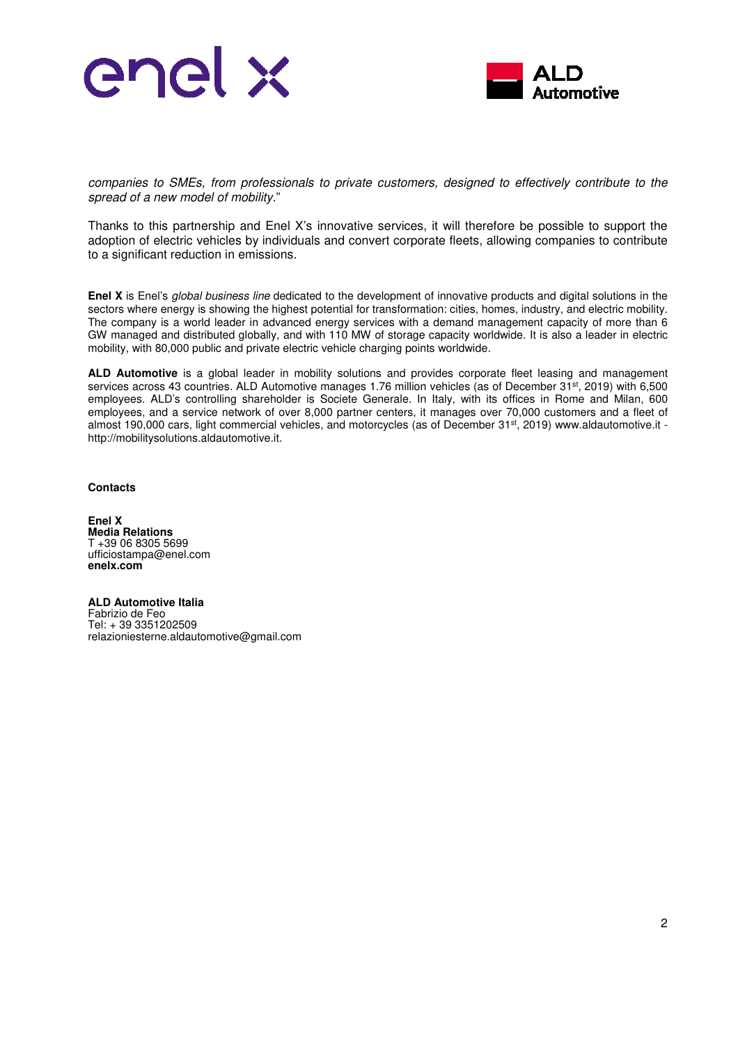*companies to SMEs, from professionals to private customers, designed to effectively contribute to the spread of a new model of mobility.*"

Thanks to this partnership and Enel X's innovative services, it will therefore be possible to support the adoption of electric vehicles by individuals and convert corporate fleets, allowing companies to contribute to a significant reduction in emissions.

**Enel X** is Enel's *global business line* dedicated to the development of innovative products and digital solutions in the sectors where energy is showing the highest potential for transformation: cities, homes, industry, and electric mobility. The company is a world leader in advanced energy services with a demand management capacity of more than 6 GW managed and distributed globally, and with 110 MW of storage capacity worldwide. It is also a leader in electric mobility, with 80,000 public and private electric vehicle charging points worldwide.

**ALD Automotive** is a global leader in mobility solutions and provides corporate fleet leasing and management services across 43 countries. ALD Automotive manages 1.76 million vehicles (as of December 31st, 2019) with 6,500 employees. ALD's controlling shareholder is Societe Generale. In Italy, with its offices in Rome and Milan, 600 employees, and a service network of over 8,000 partner centers, it manages over 70,000 customers and a fleet of almost 190,000 cars, light commercial vehicles, and motorcycles (as of December 31st, 2019) www.aldautomotive.it - http://mobilitysolutions.aldautomotive.it.

**Contacts**

**Enel X**
**Media Relations**
T +39 06 8305 5699
ufficiostampa@enel.com
**enelx.com**

**ALD Automotive Italia**
Fabrizio de Feo
Tel: + 39 3351202509
relazioniesterne.aldautomotive@gmail.com